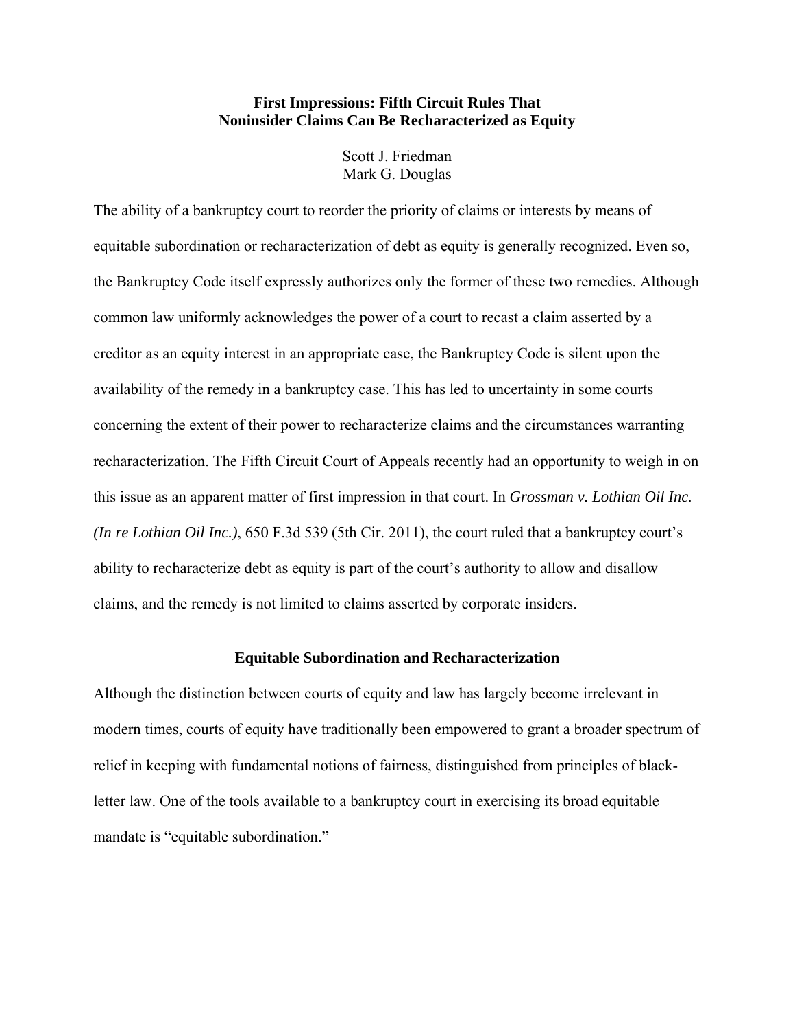# First Impressions: Fifth Circuit Rules That Noninsider Claims Can Be Recharacterized as Equity

Scott J. Friedman
Mark G. Douglas

The ability of a bankruptcy court to reorder the priority of claims or interests by means of equitable subordination or recharacterization of debt as equity is generally recognized. Even so, the Bankruptcy Code itself expressly authorizes only the former of these two remedies. Although common law uniformly acknowledges the power of a court to recast a claim asserted by a creditor as an equity interest in an appropriate case, the Bankruptcy Code is silent upon the availability of the remedy in a bankruptcy case. This has led to uncertainty in some courts concerning the extent of their power to recharacterize claims and the circumstances warranting recharacterization. The Fifth Circuit Court of Appeals recently had an opportunity to weigh in on this issue as an apparent matter of first impression in that court. In *Grossman v. Lothian Oil Inc. (In re Lothian Oil Inc.)*, 650 F.3d 539 (5th Cir. 2011), the court ruled that a bankruptcy court's ability to recharacterize debt as equity is part of the court's authority to allow and disallow claims, and the remedy is not limited to claims asserted by corporate insiders.

## Equitable Subordination and Recharacterization

Although the distinction between courts of equity and law has largely become irrelevant in modern times, courts of equity have traditionally been empowered to grant a broader spectrum of relief in keeping with fundamental notions of fairness, distinguished from principles of black-letter law. One of the tools available to a bankruptcy court in exercising its broad equitable mandate is "equitable subordination."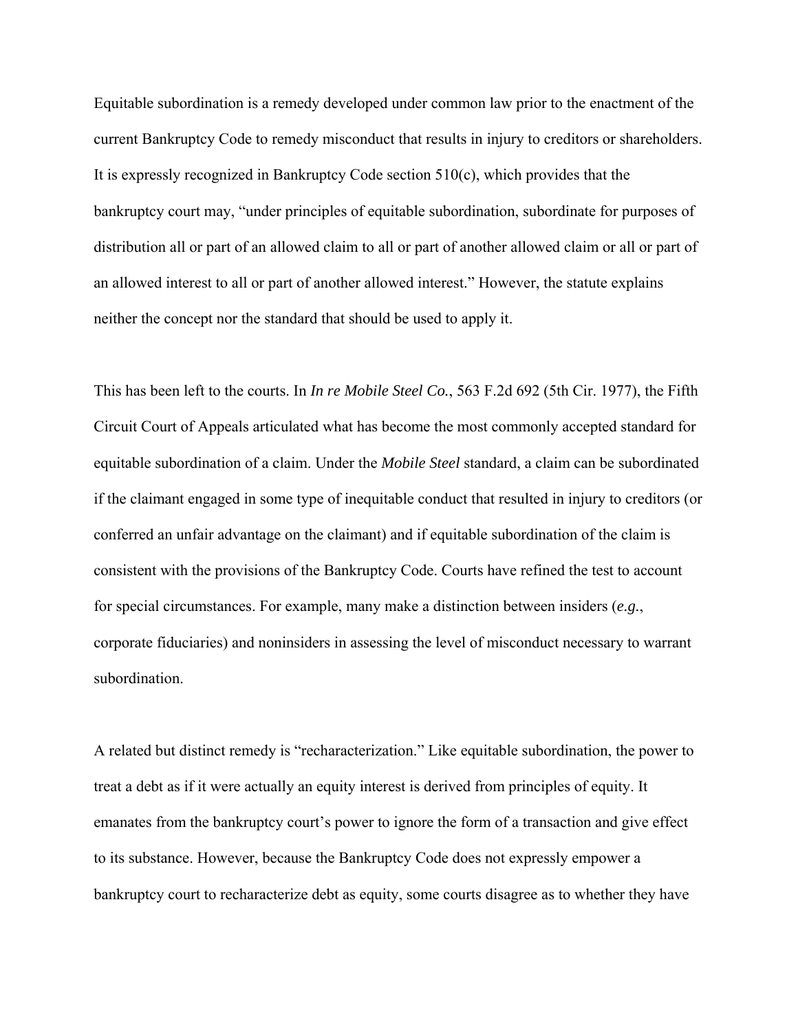Equitable subordination is a remedy developed under common law prior to the enactment of the current Bankruptcy Code to remedy misconduct that results in injury to creditors or shareholders. It is expressly recognized in Bankruptcy Code section 510(c), which provides that the bankruptcy court may, "under principles of equitable subordination, subordinate for purposes of distribution all or part of an allowed claim to all or part of another allowed claim or all or part of an allowed interest to all or part of another allowed interest." However, the statute explains neither the concept nor the standard that should be used to apply it.

This has been left to the courts. In *In re Mobile Steel Co.*, 563 F.2d 692 (5th Cir. 1977), the Fifth Circuit Court of Appeals articulated what has become the most commonly accepted standard for equitable subordination of a claim. Under the *Mobile Steel* standard, a claim can be subordinated if the claimant engaged in some type of inequitable conduct that resulted in injury to creditors (or conferred an unfair advantage on the claimant) and if equitable subordination of the claim is consistent with the provisions of the Bankruptcy Code. Courts have refined the test to account for special circumstances. For example, many make a distinction between insiders (*e.g.*, corporate fiduciaries) and noninsiders in assessing the level of misconduct necessary to warrant subordination.

A related but distinct remedy is "recharacterization." Like equitable subordination, the power to treat a debt as if it were actually an equity interest is derived from principles of equity. It emanates from the bankruptcy court's power to ignore the form of a transaction and give effect to its substance. However, because the Bankruptcy Code does not expressly empower a bankruptcy court to recharacterize debt as equity, some courts disagree as to whether they have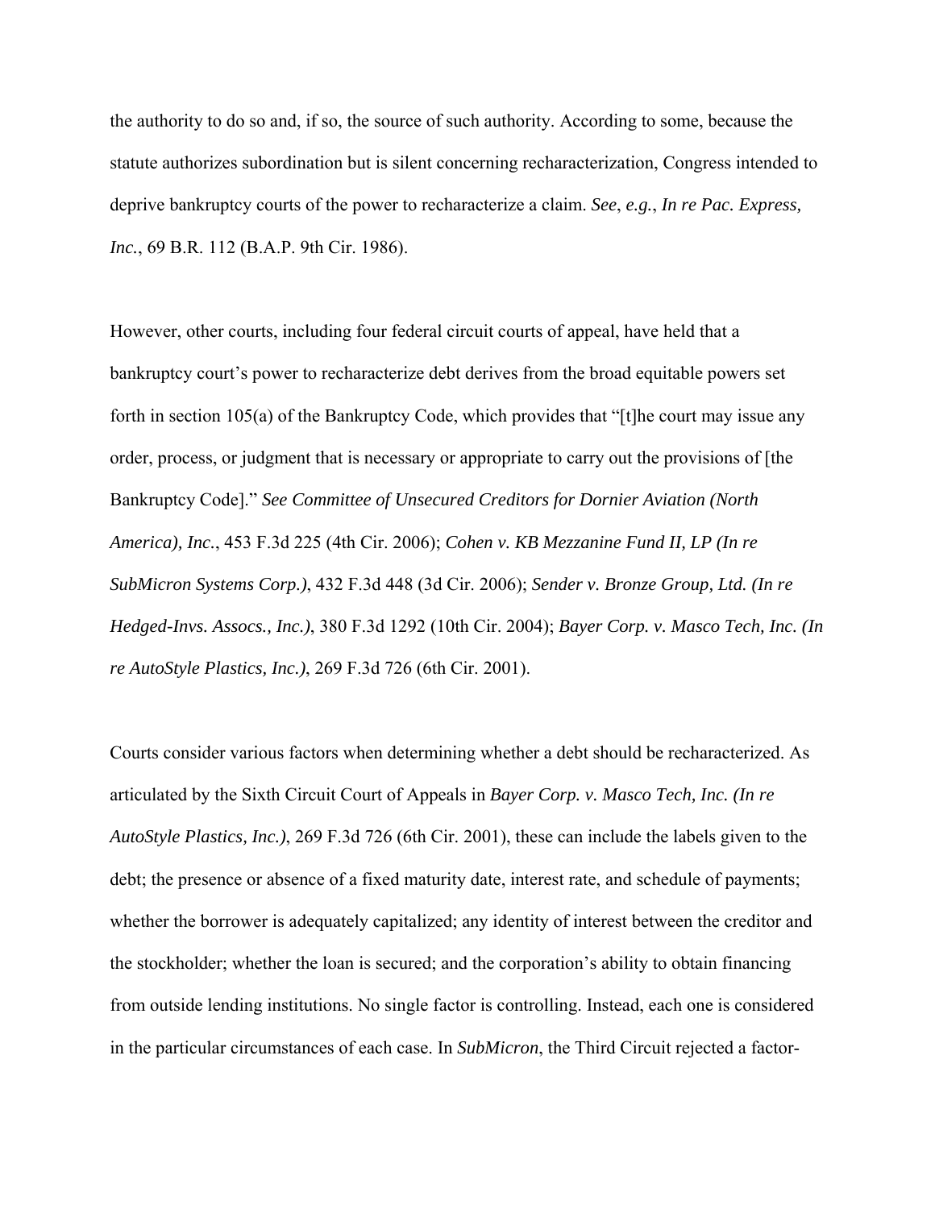the authority to do so and, if so, the source of such authority. According to some, because the statute authorizes subordination but is silent concerning recharacterization, Congress intended to deprive bankruptcy courts of the power to recharacterize a claim. *See*, *e.g.*, *In re Pac. Express, Inc.*, 69 B.R. 112 (B.A.P. 9th Cir. 1986).

However, other courts, including four federal circuit courts of appeal, have held that a bankruptcy court's power to recharacterize debt derives from the broad equitable powers set forth in section 105(a) of the Bankruptcy Code, which provides that "[t]he court may issue any order, process, or judgment that is necessary or appropriate to carry out the provisions of [the Bankruptcy Code]." *See Committee of Unsecured Creditors for Dornier Aviation (North America), Inc.*, 453 F.3d 225 (4th Cir. 2006); *Cohen v. KB Mezzanine Fund II, LP (In re SubMicron Systems Corp.)*, 432 F.3d 448 (3d Cir. 2006); *Sender v. Bronze Group, Ltd. (In re Hedged-Invs. Assocs., Inc.)*, 380 F.3d 1292 (10th Cir. 2004); *Bayer Corp. v. Masco Tech, Inc. (In re AutoStyle Plastics, Inc.)*, 269 F.3d 726 (6th Cir. 2001).

Courts consider various factors when determining whether a debt should be recharacterized. As articulated by the Sixth Circuit Court of Appeals in *Bayer Corp. v. Masco Tech, Inc. (In re AutoStyle Plastics, Inc.)*, 269 F.3d 726 (6th Cir. 2001), these can include the labels given to the debt; the presence or absence of a fixed maturity date, interest rate, and schedule of payments; whether the borrower is adequately capitalized; any identity of interest between the creditor and the stockholder; whether the loan is secured; and the corporation's ability to obtain financing from outside lending institutions. No single factor is controlling. Instead, each one is considered in the particular circumstances of each case. In *SubMicron*, the Third Circuit rejected a factor-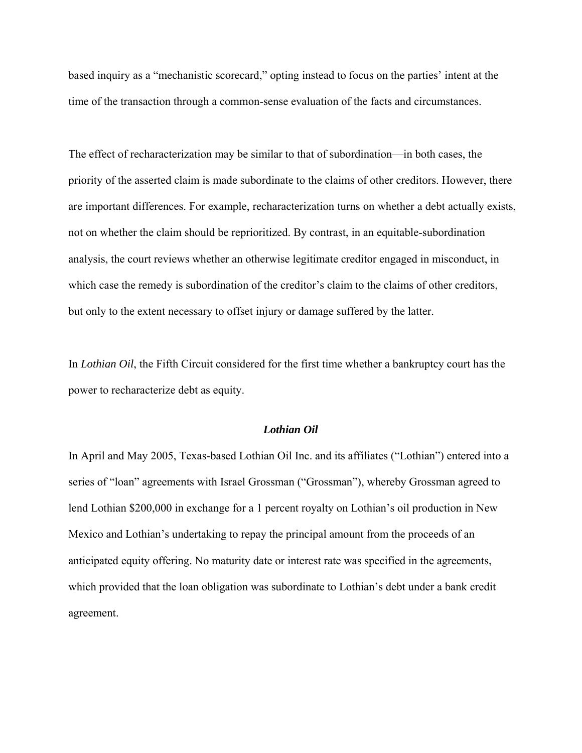based inquiry as a "mechanistic scorecard," opting instead to focus on the parties' intent at the time of the transaction through a common-sense evaluation of the facts and circumstances.

The effect of recharacterization may be similar to that of subordination—in both cases, the priority of the asserted claim is made subordinate to the claims of other creditors. However, there are important differences. For example, recharacterization turns on whether a debt actually exists, not on whether the claim should be reprioritized. By contrast, in an equitable-subordination analysis, the court reviews whether an otherwise legitimate creditor engaged in misconduct, in which case the remedy is subordination of the creditor's claim to the claims of other creditors, but only to the extent necessary to offset injury or damage suffered by the latter.

In *Lothian Oil*, the Fifth Circuit considered for the first time whether a bankruptcy court has the power to recharacterize debt as equity.

### *Lothian Oil*

In April and May 2005, Texas-based Lothian Oil Inc. and its affiliates ("Lothian") entered into a series of "loan" agreements with Israel Grossman ("Grossman"), whereby Grossman agreed to lend Lothian $200,000 in exchange for a 1 percent royalty on Lothian's oil production in New Mexico and Lothian's undertaking to repay the principal amount from the proceeds of an anticipated equity offering. No maturity date or interest rate was specified in the agreements, which provided that the loan obligation was subordinate to Lothian's debt under a bank credit agreement.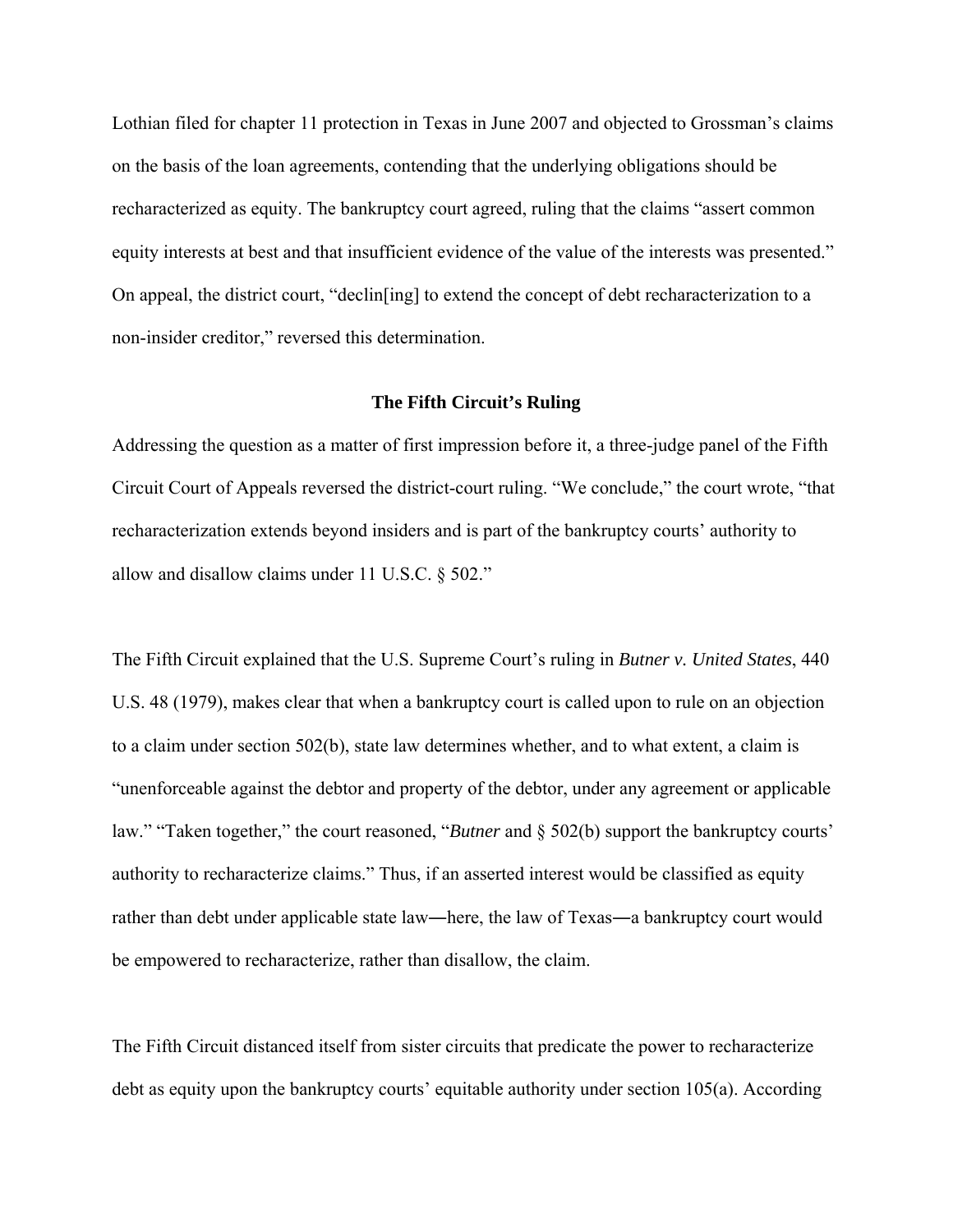Lothian filed for chapter 11 protection in Texas in June 2007 and objected to Grossman's claims on the basis of the loan agreements, contending that the underlying obligations should be recharacterized as equity. The bankruptcy court agreed, ruling that the claims "assert common equity interests at best and that insufficient evidence of the value of the interests was presented." On appeal, the district court, "declin[ing] to extend the concept of debt recharacterization to a non-insider creditor," reversed this determination.

## The Fifth Circuit's Ruling

Addressing the question as a matter of first impression before it, a three-judge panel of the Fifth Circuit Court of Appeals reversed the district-court ruling. "We conclude," the court wrote, "that recharacterization extends beyond insiders and is part of the bankruptcy courts' authority to allow and disallow claims under 11 U.S.C. § 502."

The Fifth Circuit explained that the U.S. Supreme Court's ruling in *Butner v. United States*, 440 U.S. 48 (1979), makes clear that when a bankruptcy court is called upon to rule on an objection to a claim under section 502(b), state law determines whether, and to what extent, a claim is "unenforceable against the debtor and property of the debtor, under any agreement or applicable law." "Taken together," the court reasoned, "*Butner* and § 502(b) support the bankruptcy courts' authority to recharacterize claims." Thus, if an asserted interest would be classified as equity rather than debt under applicable state law―here, the law of Texas―a bankruptcy court would be empowered to recharacterize, rather than disallow, the claim.

The Fifth Circuit distanced itself from sister circuits that predicate the power to recharacterize debt as equity upon the bankruptcy courts' equitable authority under section 105(a). According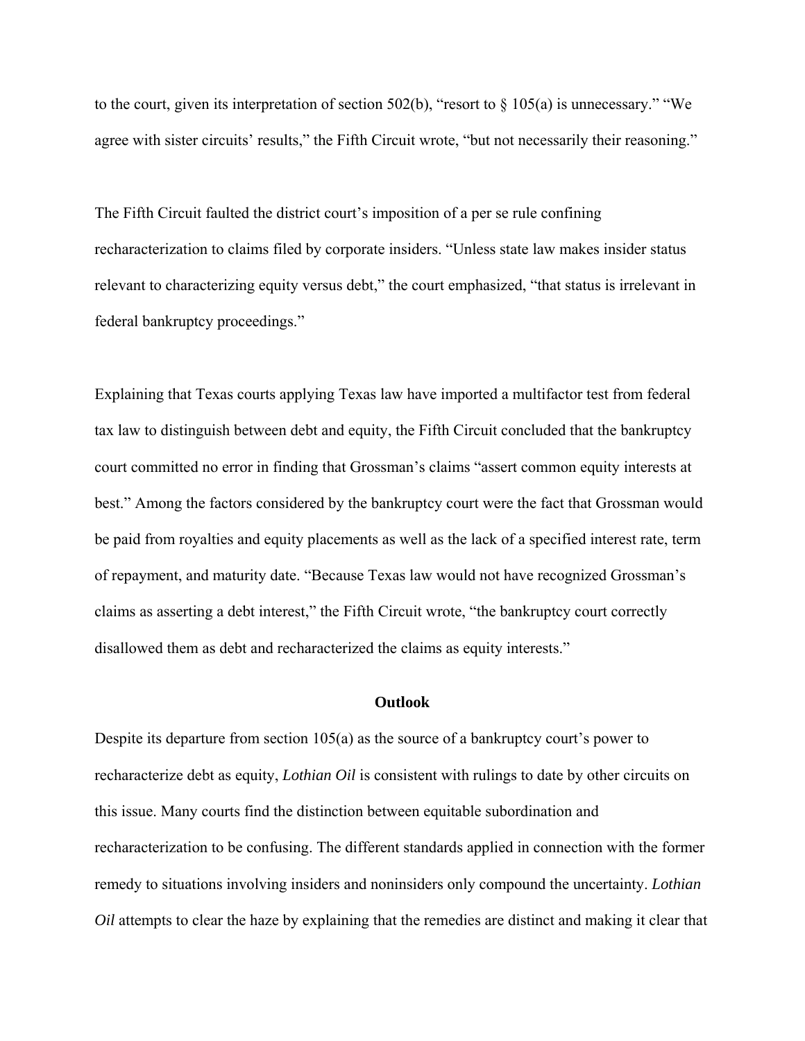to the court, given its interpretation of section 502(b), "resort to § 105(a) is unnecessary." "We agree with sister circuits' results," the Fifth Circuit wrote, "but not necessarily their reasoning."

The Fifth Circuit faulted the district court's imposition of a per se rule confining recharacterization to claims filed by corporate insiders. "Unless state law makes insider status relevant to characterizing equity versus debt," the court emphasized, "that status is irrelevant in federal bankruptcy proceedings."

Explaining that Texas courts applying Texas law have imported a multifactor test from federal tax law to distinguish between debt and equity, the Fifth Circuit concluded that the bankruptcy court committed no error in finding that Grossman's claims "assert common equity interests at best." Among the factors considered by the bankruptcy court were the fact that Grossman would be paid from royalties and equity placements as well as the lack of a specified interest rate, term of repayment, and maturity date. "Because Texas law would not have recognized Grossman's claims as asserting a debt interest," the Fifth Circuit wrote, "the bankruptcy court correctly disallowed them as debt and recharacterized the claims as equity interests."

## Outlook

Despite its departure from section 105(a) as the source of a bankruptcy court's power to recharacterize debt as equity, *Lothian Oil* is consistent with rulings to date by other circuits on this issue. Many courts find the distinction between equitable subordination and recharacterization to be confusing. The different standards applied in connection with the former remedy to situations involving insiders and noninsiders only compound the uncertainty. *Lothian Oil* attempts to clear the haze by explaining that the remedies are distinct and making it clear that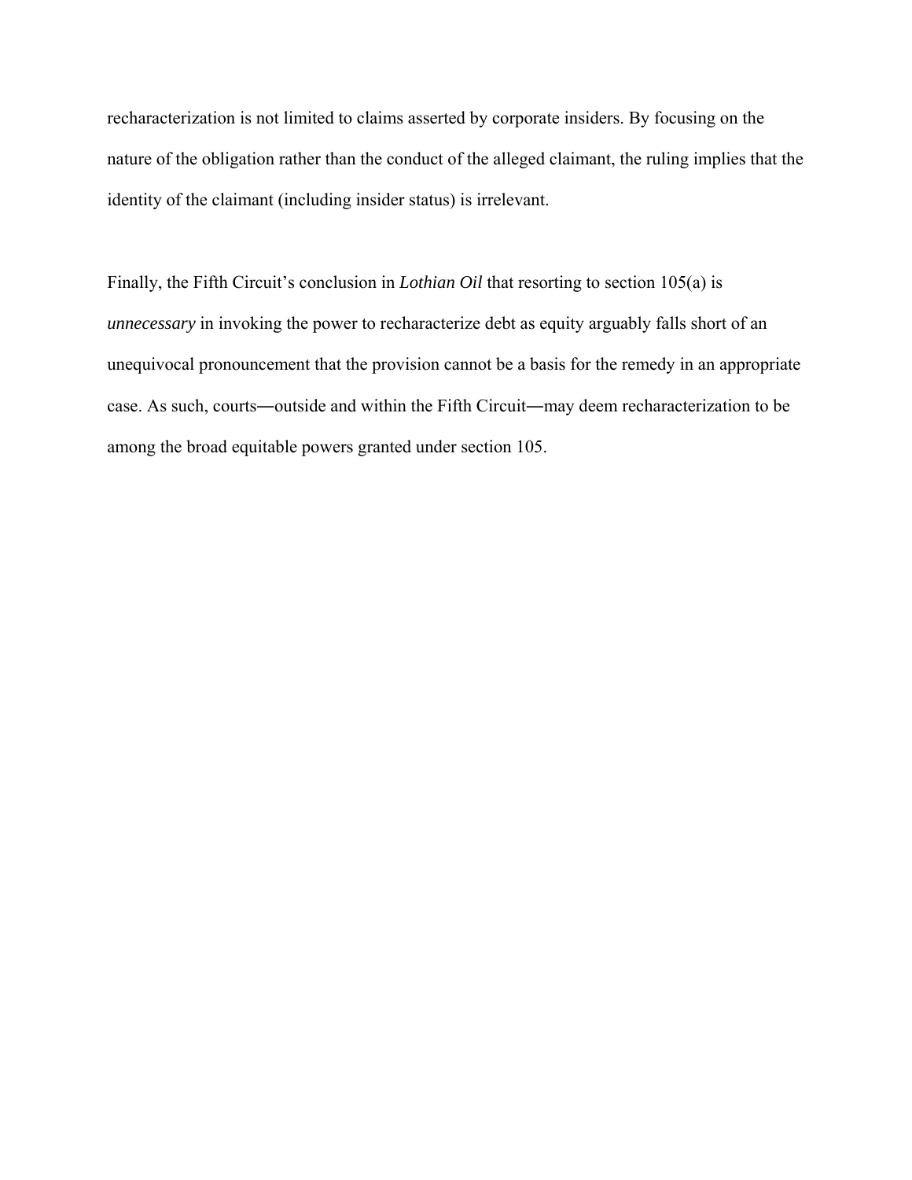recharacterization is not limited to claims asserted by corporate insiders. By focusing on the nature of the obligation rather than the conduct of the alleged claimant, the ruling implies that the identity of the claimant (including insider status) is irrelevant.

Finally, the Fifth Circuit's conclusion in *Lothian Oil* that resorting to section 105(a) is *unnecessary* in invoking the power to recharacterize debt as equity arguably falls short of an unequivocal pronouncement that the provision cannot be a basis for the remedy in an appropriate case. As such, courts—outside and within the Fifth Circuit—may deem recharacterization to be among the broad equitable powers granted under section 105.